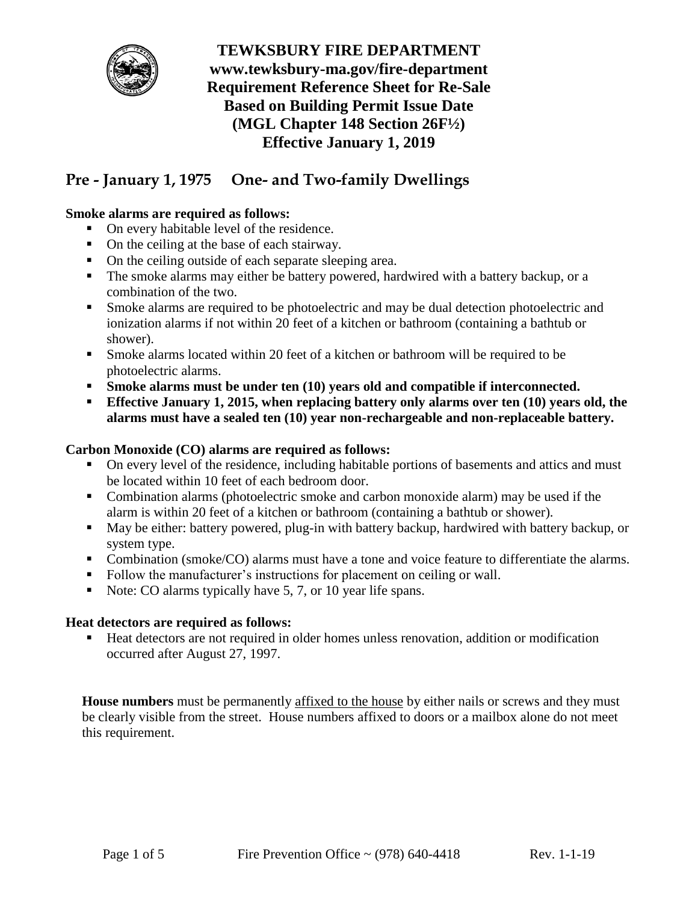**TEWKSBURY FIRE DEPARTMENT**
**www.tewksbury-ma.gov/fire-department**
**Requirement Reference Sheet for Re-Sale**
**Based on Building Permit Issue Date**
**(MGL Chapter 148 Section 26F½)**
**Effective January 1, 2019**

## Pre - January 1, 1975 One- and Two-family Dwellings

**Smoke alarms are required as follows:**

- On every habitable level of the residence.
- On the ceiling at the base of each stairway.
- On the ceiling outside of each separate sleeping area.
- The smoke alarms may either be battery powered, hardwired with a battery backup, or a combination of the two.
- Smoke alarms are required to be photoelectric and may be dual detection photoelectric and ionization alarms if not within 20 feet of a kitchen or bathroom (containing a bathtub or shower).
- Smoke alarms located within 20 feet of a kitchen or bathroom will be required to be photoelectric alarms.
- **Smoke alarms must be under ten (10) years old and compatible if interconnected.**
- **Effective January 1, 2015, when replacing battery only alarms over ten (10) years old, the alarms must have a sealed ten (10) year non-rechargeable and non-replaceable battery.**

**Carbon Monoxide (CO) alarms are required as follows:**

- On every level of the residence, including habitable portions of basements and attics and must be located within 10 feet of each bedroom door.
- Combination alarms (photoelectric smoke and carbon monoxide alarm) may be used if the alarm is within 20 feet of a kitchen or bathroom (containing a bathtub or shower).
- May be either: battery powered, plug-in with battery backup, hardwired with battery backup, or system type.
- Combination (smoke/CO) alarms must have a tone and voice feature to differentiate the alarms.
- Follow the manufacturer's instructions for placement on ceiling or wall.
- Note: CO alarms typically have 5, 7, or 10 year life spans.

**Heat detectors are required as follows:**

- Heat detectors are not required in older homes unless renovation, addition or modification occurred after August 27, 1997.

**House numbers** must be permanently affixed to the house by either nails or screws and they must be clearly visible from the street. House numbers affixed to doors or a mailbox alone do not meet this requirement.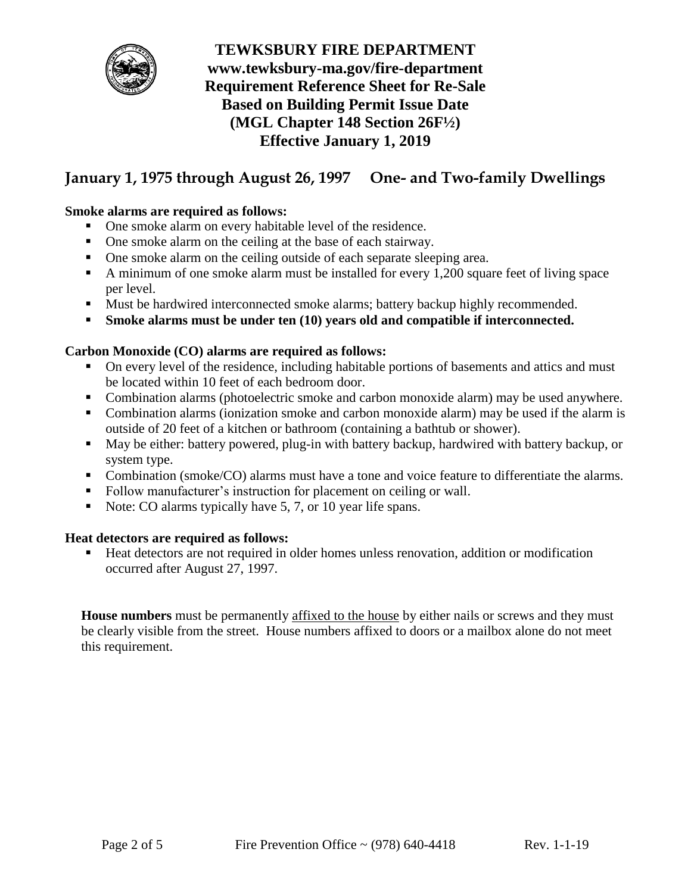**TEWKSBURY FIRE DEPARTMENT**
**www.tewksbury-ma.gov/fire-department**
**Requirement Reference Sheet for Re-Sale**
**Based on Building Permit Issue Date**
**(MGL Chapter 148 Section 26F½)**
**Effective January 1, 2019**

## January 1, 1975 through August 26, 1997 One- and Two-family Dwellings

**Smoke alarms are required as follows:**

- One smoke alarm on every habitable level of the residence.
- One smoke alarm on the ceiling at the base of each stairway.
- One smoke alarm on the ceiling outside of each separate sleeping area.
- A minimum of one smoke alarm must be installed for every 1,200 square feet of living space per level.
- Must be hardwired interconnected smoke alarms; battery backup highly recommended.
- **Smoke alarms must be under ten (10) years old and compatible if interconnected.**

**Carbon Monoxide (CO) alarms are required as follows:**

- On every level of the residence, including habitable portions of basements and attics and must be located within 10 feet of each bedroom door.
- Combination alarms (photoelectric smoke and carbon monoxide alarm) may be used anywhere.
- Combination alarms (ionization smoke and carbon monoxide alarm) may be used if the alarm is outside of 20 feet of a kitchen or bathroom (containing a bathtub or shower).
- May be either: battery powered, plug-in with battery backup, hardwired with battery backup, or system type.
- Combination (smoke/CO) alarms must have a tone and voice feature to differentiate the alarms.
- Follow manufacturer's instruction for placement on ceiling or wall.
- Note: CO alarms typically have 5, 7, or 10 year life spans.

**Heat detectors are required as follows:**

- Heat detectors are not required in older homes unless renovation, addition or modification occurred after August 27, 1997.

**House numbers** must be permanently affixed to the house by either nails or screws and they must be clearly visible from the street. House numbers affixed to doors or a mailbox alone do not meet this requirement.

Fire Prevention Office ~ (978) 640-4418 Rev. 1-1-19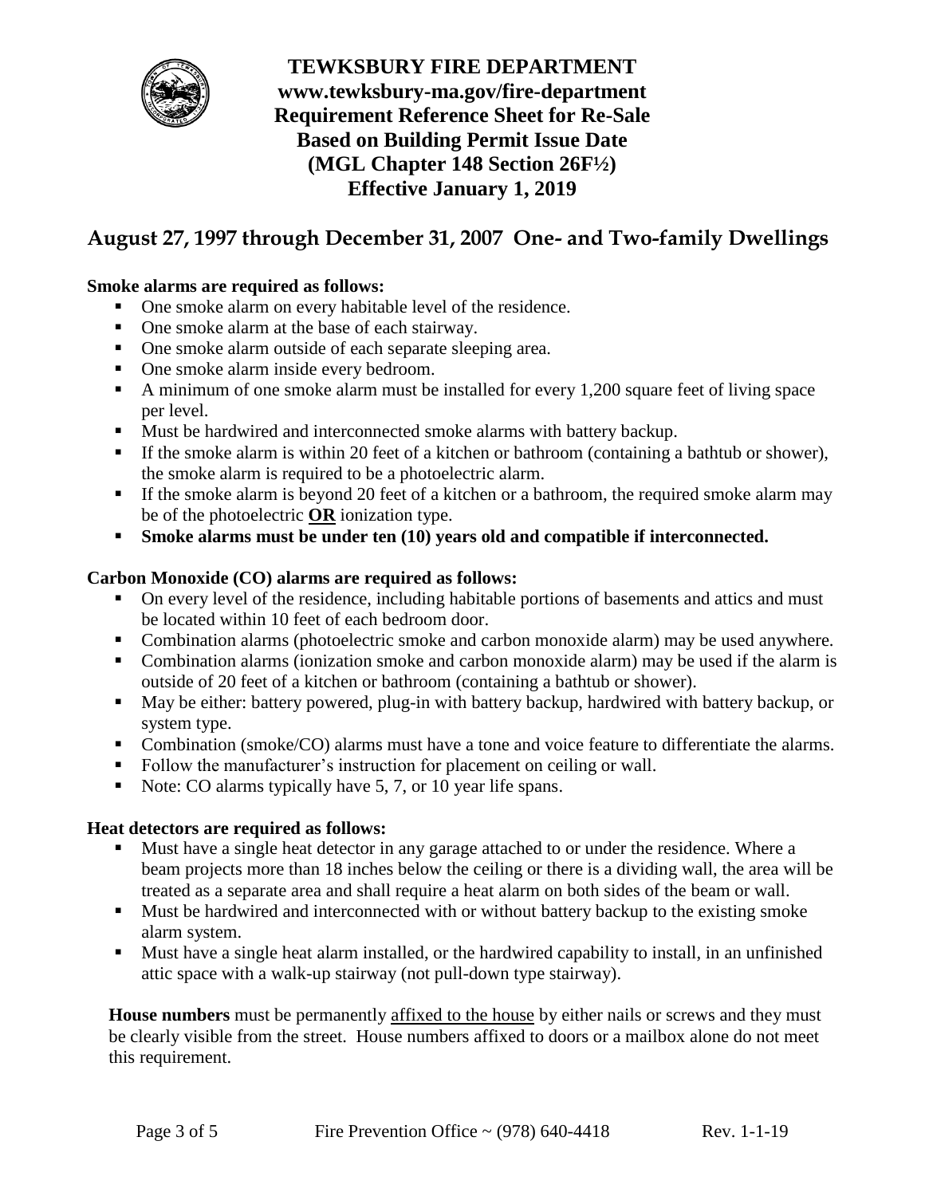# TEWKSBURY FIRE DEPARTMENT

**www.tewksbury-ma.gov/fire-department**
**Requirement Reference Sheet for Re-Sale**
**Based on Building Permit Issue Date**
**(MGL Chapter 148 Section 26F½)**
**Effective January 1, 2019**

## August 27, 1997 through December 31, 2007 One- and Two-family Dwellings

**Smoke alarms are required as follows:**

- One smoke alarm on every habitable level of the residence.
- One smoke alarm at the base of each stairway.
- One smoke alarm outside of each separate sleeping area.
- One smoke alarm inside every bedroom.
- A minimum of one smoke alarm must be installed for every 1,200 square feet of living space per level.
- Must be hardwired and interconnected smoke alarms with battery backup.
- If the smoke alarm is within 20 feet of a kitchen or bathroom (containing a bathtub or shower), the smoke alarm is required to be a photoelectric alarm.
- If the smoke alarm is beyond 20 feet of a kitchen or a bathroom, the required smoke alarm may be of the photoelectric **OR** ionization type.
- **Smoke alarms must be under ten (10) years old and compatible if interconnected.**

**Carbon Monoxide (CO) alarms are required as follows:**

- On every level of the residence, including habitable portions of basements and attics and must be located within 10 feet of each bedroom door.
- Combination alarms (photoelectric smoke and carbon monoxide alarm) may be used anywhere.
- Combination alarms (ionization smoke and carbon monoxide alarm) may be used if the alarm is outside of 20 feet of a kitchen or bathroom (containing a bathtub or shower).
- May be either: battery powered, plug-in with battery backup, hardwired with battery backup, or system type.
- Combination (smoke/CO) alarms must have a tone and voice feature to differentiate the alarms.
- Follow the manufacturer's instruction for placement on ceiling or wall.
- Note: CO alarms typically have 5, 7, or 10 year life spans.

**Heat detectors are required as follows:**

- Must have a single heat detector in any garage attached to or under the residence. Where a beam projects more than 18 inches below the ceiling or there is a dividing wall, the area will be treated as a separate area and shall require a heat alarm on both sides of the beam or wall.
- Must be hardwired and interconnected with or without battery backup to the existing smoke alarm system.
- Must have a single heat alarm installed, or the hardwired capability to install, in an unfinished attic space with a walk-up stairway (not pull-down type stairway).

**House numbers** must be permanently affixed to the house by either nails or screws and they must be clearly visible from the street. House numbers affixed to doors or a mailbox alone do not meet this requirement.

Fire Prevention Office ~ (978) 640-4418 Rev. 1-1-19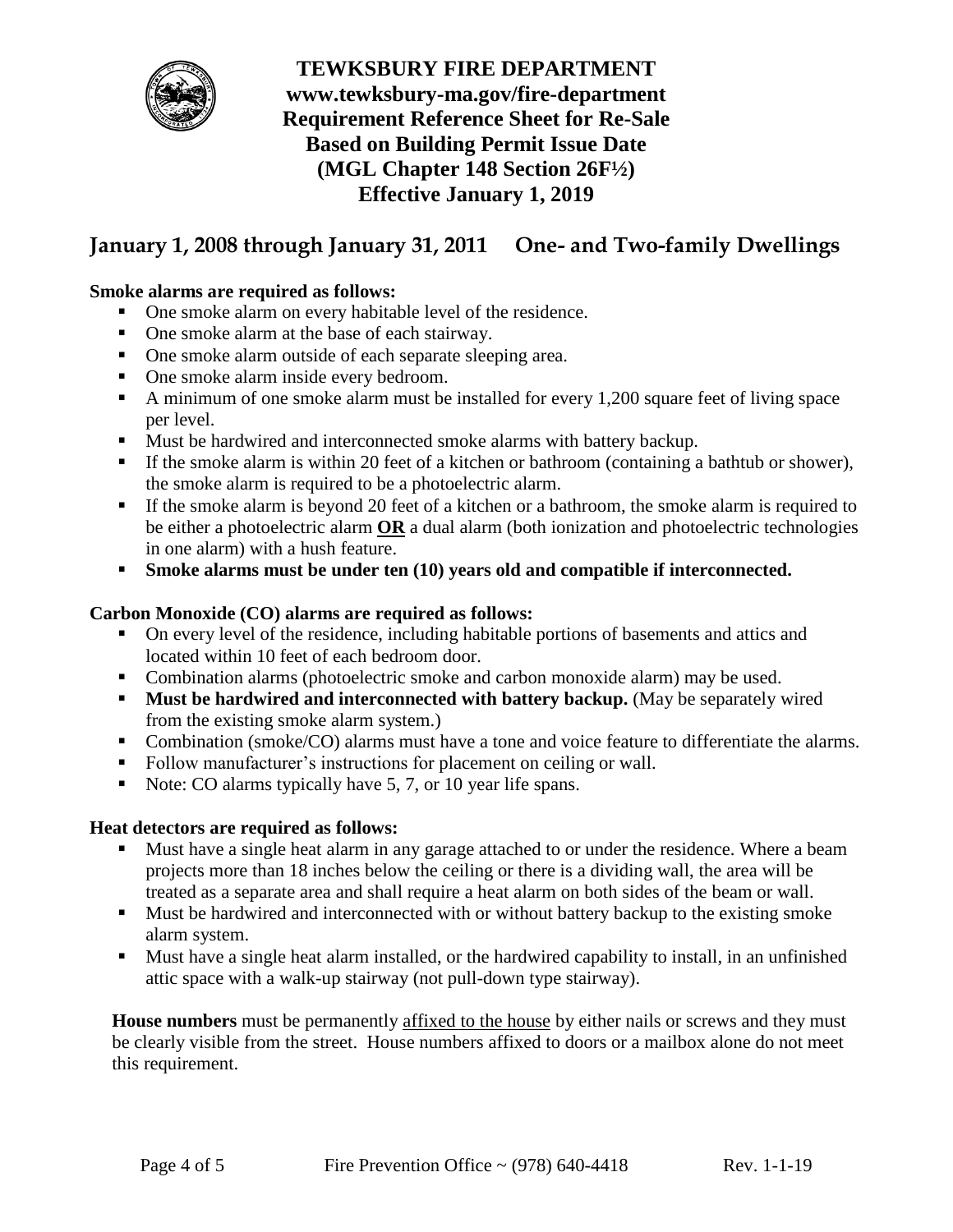# TEWKSBURY FIRE DEPARTMENT

**www.tewksbury-ma.gov/fire-department**
**Requirement Reference Sheet for Re-Sale**
**Based on Building Permit Issue Date**
**(MGL Chapter 148 Section 26F½)**
**Effective January 1, 2019**

## January 1, 2008 through January 31, 2011 One- and Two-family Dwellings

**Smoke alarms are required as follows:**

- One smoke alarm on every habitable level of the residence.
- One smoke alarm at the base of each stairway.
- One smoke alarm outside of each separate sleeping area.
- One smoke alarm inside every bedroom.
- A minimum of one smoke alarm must be installed for every 1,200 square feet of living space per level.
- Must be hardwired and interconnected smoke alarms with battery backup.
- If the smoke alarm is within 20 feet of a kitchen or bathroom (containing a bathtub or shower), the smoke alarm is required to be a photoelectric alarm.
- If the smoke alarm is beyond 20 feet of a kitchen or a bathroom, the smoke alarm is required to be either a photoelectric alarm **OR** a dual alarm (both ionization and photoelectric technologies in one alarm) with a hush feature.
- **Smoke alarms must be under ten (10) years old and compatible if interconnected.**

**Carbon Monoxide (CO) alarms are required as follows:**

- On every level of the residence, including habitable portions of basements and attics and located within 10 feet of each bedroom door.
- Combination alarms (photoelectric smoke and carbon monoxide alarm) may be used.
- **Must be hardwired and interconnected with battery backup.** (May be separately wired from the existing smoke alarm system.)
- Combination (smoke/CO) alarms must have a tone and voice feature to differentiate the alarms.
- Follow manufacturer's instructions for placement on ceiling or wall.
- Note: CO alarms typically have 5, 7, or 10 year life spans.

**Heat detectors are required as follows:**

- Must have a single heat alarm in any garage attached to or under the residence. Where a beam projects more than 18 inches below the ceiling or there is a dividing wall, the area will be treated as a separate area and shall require a heat alarm on both sides of the beam or wall.
- Must be hardwired and interconnected with or without battery backup to the existing smoke alarm system.
- Must have a single heat alarm installed, or the hardwired capability to install, in an unfinished attic space with a walk-up stairway (not pull-down type stairway).

**House numbers** must be permanently affixed to the house by either nails or screws and they must be clearly visible from the street. House numbers affixed to doors or a mailbox alone do not meet this requirement.

Fire Prevention Office ~ (978) 640-4418 Rev. 1-1-19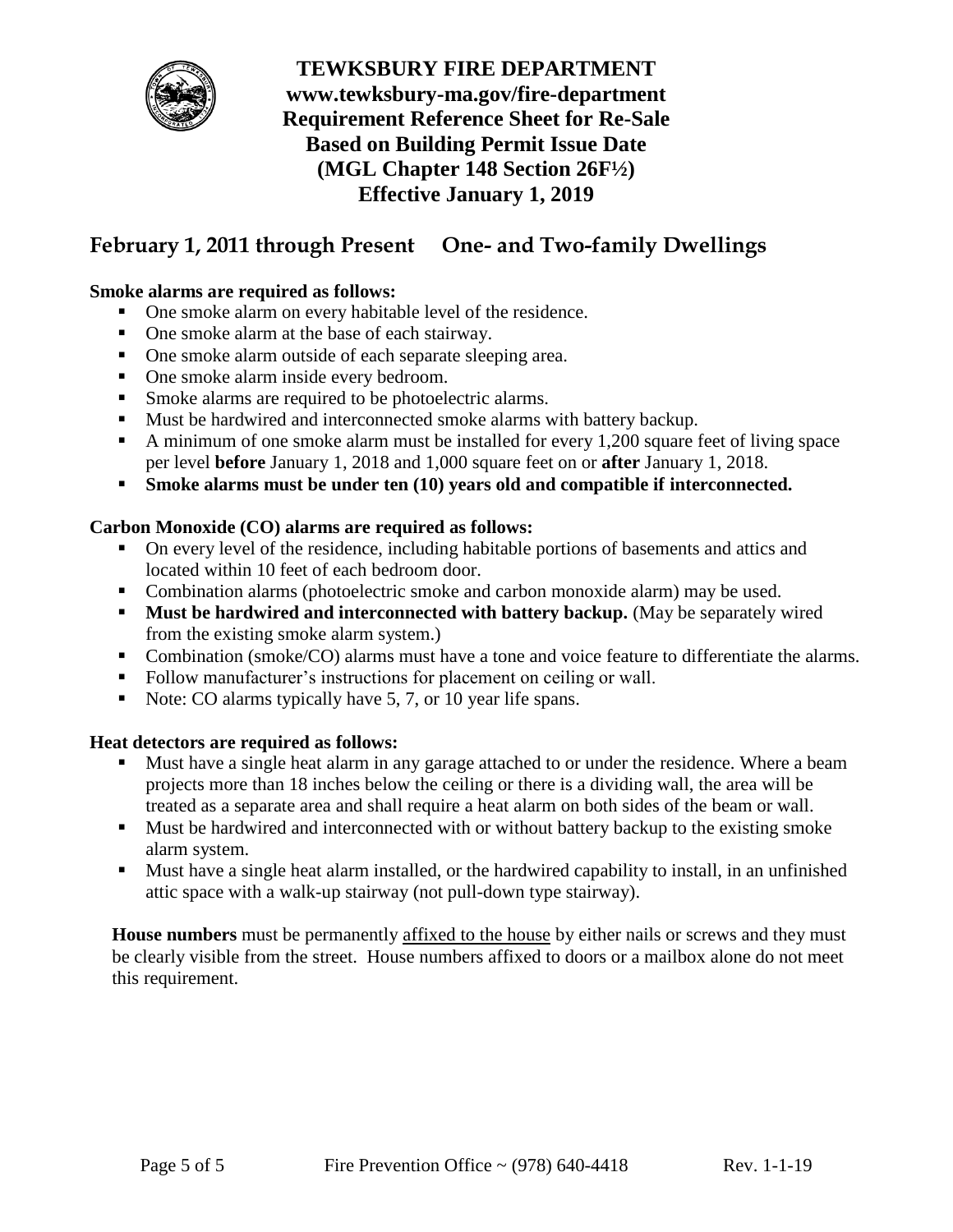**TEWKSBURY FIRE DEPARTMENT**
**www.tewksbury-ma.gov/fire-department**
**Requirement Reference Sheet for Re-Sale**
**Based on Building Permit Issue Date**
**(MGL Chapter 148 Section 26F½)**
**Effective January 1, 2019**

## February 1, 2011 through Present     One- and Two-family Dwellings

**Smoke alarms are required as follows:**

- One smoke alarm on every habitable level of the residence.
- One smoke alarm at the base of each stairway.
- One smoke alarm outside of each separate sleeping area.
- One smoke alarm inside every bedroom.
- Smoke alarms are required to be photoelectric alarms.
- Must be hardwired and interconnected smoke alarms with battery backup.
- A minimum of one smoke alarm must be installed for every 1,200 square feet of living space per level **before** January 1, 2018 and 1,000 square feet on or **after** January 1, 2018.
- **Smoke alarms must be under ten (10) years old and compatible if interconnected.**

**Carbon Monoxide (CO) alarms are required as follows:**

- On every level of the residence, including habitable portions of basements and attics and located within 10 feet of each bedroom door.
- Combination alarms (photoelectric smoke and carbon monoxide alarm) may be used.
- **Must be hardwired and interconnected with battery backup.** (May be separately wired from the existing smoke alarm system.)
- Combination (smoke/CO) alarms must have a tone and voice feature to differentiate the alarms.
- Follow manufacturer's instructions for placement on ceiling or wall.
- Note: CO alarms typically have 5, 7, or 10 year life spans.

**Heat detectors are required as follows:**

- Must have a single heat alarm in any garage attached to or under the residence. Where a beam projects more than 18 inches below the ceiling or there is a dividing wall, the area will be treated as a separate area and shall require a heat alarm on both sides of the beam or wall.
- Must be hardwired and interconnected with or without battery backup to the existing smoke alarm system.
- Must have a single heat alarm installed, or the hardwired capability to install, in an unfinished attic space with a walk-up stairway (not pull-down type stairway).

**House numbers** must be permanently affixed to the house by either nails or screws and they must be clearly visible from the street. House numbers affixed to doors or a mailbox alone do not meet this requirement.

Fire Prevention Office ~ (978) 640-4418     Rev. 1-1-19